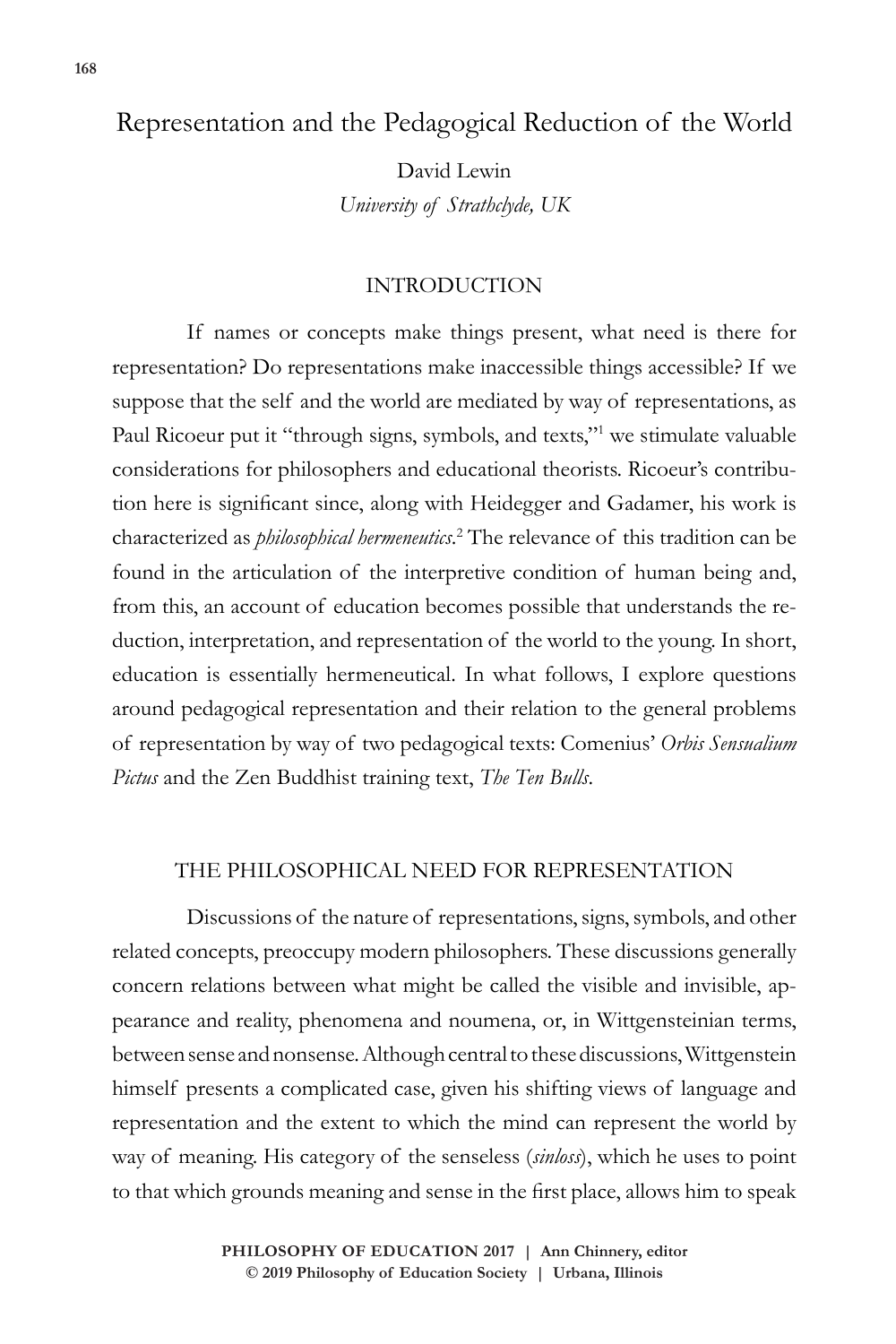# Representation and the Pedagogical Reduction of the World

David Lewin
*University of Strathclyde, UK*

## INTRODUCTION

If names or concepts make things present, what need is there for representation? Do representations make inaccessible things accessible? If we suppose that the self and the world are mediated by way of representations, as Paul Ricoeur put it "through signs, symbols, and texts,"[1] we stimulate valuable considerations for philosophers and educational theorists. Ricoeur's contribution here is significant since, along with Heidegger and Gadamer, his work is characterized as *philosophical hermeneutics*.[2] The relevance of this tradition can be found in the articulation of the interpretive condition of human being and, from this, an account of education becomes possible that understands the reduction, interpretation, and representation of the world to the young. In short, education is essentially hermeneutical. In what follows, I explore questions around pedagogical representation and their relation to the general problems of representation by way of two pedagogical texts: Comenius' *Orbis Sensualium Pictus* and the Zen Buddhist training text, *The Ten Bulls*.

## THE PHILOSOPHICAL NEED FOR REPRESENTATION

Discussions of the nature of representations, signs, symbols, and other related concepts, preoccupy modern philosophers. These discussions generally concern relations between what might be called the visible and invisible, appearance and reality, phenomena and noumena, or, in Wittgensteinian terms, between sense and nonsense. Although central to these discussions, Wittgenstein himself presents a complicated case, given his shifting views of language and representation and the extent to which the mind can represent the world by way of meaning. His category of the senseless (*sinloss*), which he uses to point to that which grounds meaning and sense in the first place, allows him to speak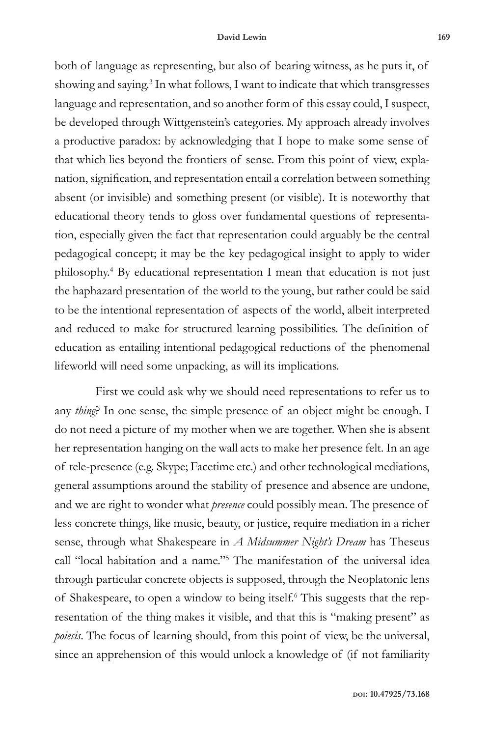both of language as representing, but also of bearing witness, as he puts it, of showing and saying.[3] In what follows, I want to indicate that which transgresses language and representation, and so another form of this essay could, I suspect, be developed through Wittgenstein's categories. My approach already involves a productive paradox: by acknowledging that I hope to make some sense of that which lies beyond the frontiers of sense. From this point of view, explanation, signification, and representation entail a correlation between something absent (or invisible) and something present (or visible). It is noteworthy that educational theory tends to gloss over fundamental questions of representation, especially given the fact that representation could arguably be the central pedagogical concept; it may be the key pedagogical insight to apply to wider philosophy.[4] By educational representation I mean that education is not just the haphazard presentation of the world to the young, but rather could be said to be the intentional representation of aspects of the world, albeit interpreted and reduced to make for structured learning possibilities. The definition of education as entailing intentional pedagogical reductions of the phenomenal lifeworld will need some unpacking, as will its implications.

First we could ask why we should need representations to refer us to any *thing*? In one sense, the simple presence of an object might be enough. I do not need a picture of my mother when we are together. When she is absent her representation hanging on the wall acts to make her presence felt. In an age of tele-presence (e.g. Skype; Facetime etc.) and other technological mediations, general assumptions around the stability of presence and absence are undone, and we are right to wonder what *presence* could possibly mean. The presence of less concrete things, like music, beauty, or justice, require mediation in a richer sense, through what Shakespeare in *A Midsummer Night's Dream* has Theseus call "local habitation and a name."[5] The manifestation of the universal idea through particular concrete objects is supposed, through the Neoplatonic lens of Shakespeare, to open a window to being itself.[6] This suggests that the representation of the thing makes it visible, and that this is "making present" as *poiesis*. The focus of learning should, from this point of view, be the universal, since an apprehension of this would unlock a knowledge of (if not familiarity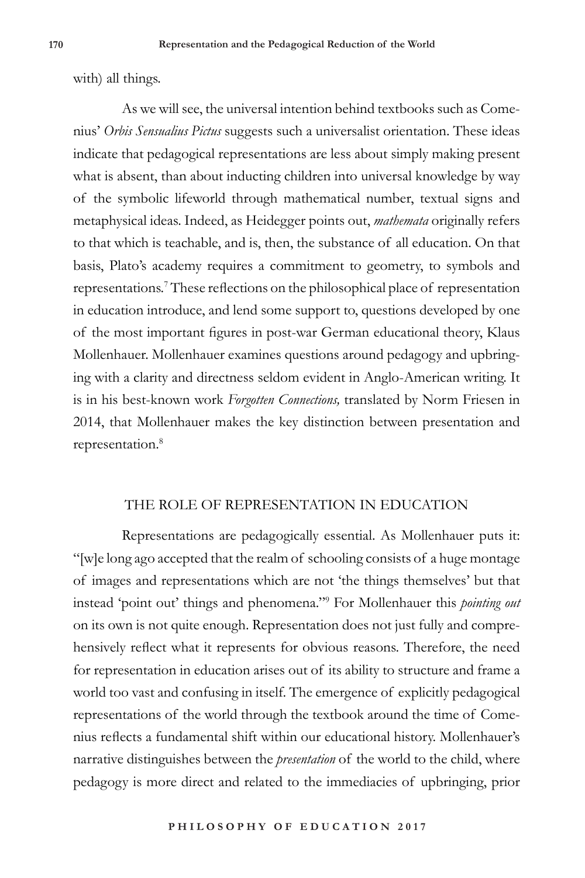with) all things.

As we will see, the universal intention behind textbooks such as Comenius' *Orbis Sensualius Pictus* suggests such a universalist orientation. These ideas indicate that pedagogical representations are less about simply making present what is absent, than about inducting children into universal knowledge by way of the symbolic lifeworld through mathematical number, textual signs and metaphysical ideas. Indeed, as Heidegger points out, *mathemata* originally refers to that which is teachable, and is, then, the substance of all education. On that basis, Plato's academy requires a commitment to geometry, to symbols and representations.[7] These reflections on the philosophical place of representation in education introduce, and lend some support to, questions developed by one of the most important figures in post-war German educational theory, Klaus Mollenhauer. Mollenhauer examines questions around pedagogy and upbringing with a clarity and directness seldom evident in Anglo-American writing. It is in his best-known work *Forgotten Connections,* translated by Norm Friesen in 2014, that Mollenhauer makes the key distinction between presentation and representation.[8]

## THE ROLE OF REPRESENTATION IN EDUCATION

Representations are pedagogically essential. As Mollenhauer puts it: "[w]e long ago accepted that the realm of schooling consists of a huge montage of images and representations which are not 'the things themselves' but that instead 'point out' things and phenomena."[9] For Mollenhauer this *pointing out* on its own is not quite enough. Representation does not just fully and comprehensively reflect what it represents for obvious reasons. Therefore, the need for representation in education arises out of its ability to structure and frame a world too vast and confusing in itself. The emergence of explicitly pedagogical representations of the world through the textbook around the time of Comenius reflects a fundamental shift within our educational history. Mollenhauer's narrative distinguishes between the *presentation* of the world to the child, where pedagogy is more direct and related to the immediacies of upbringing, prior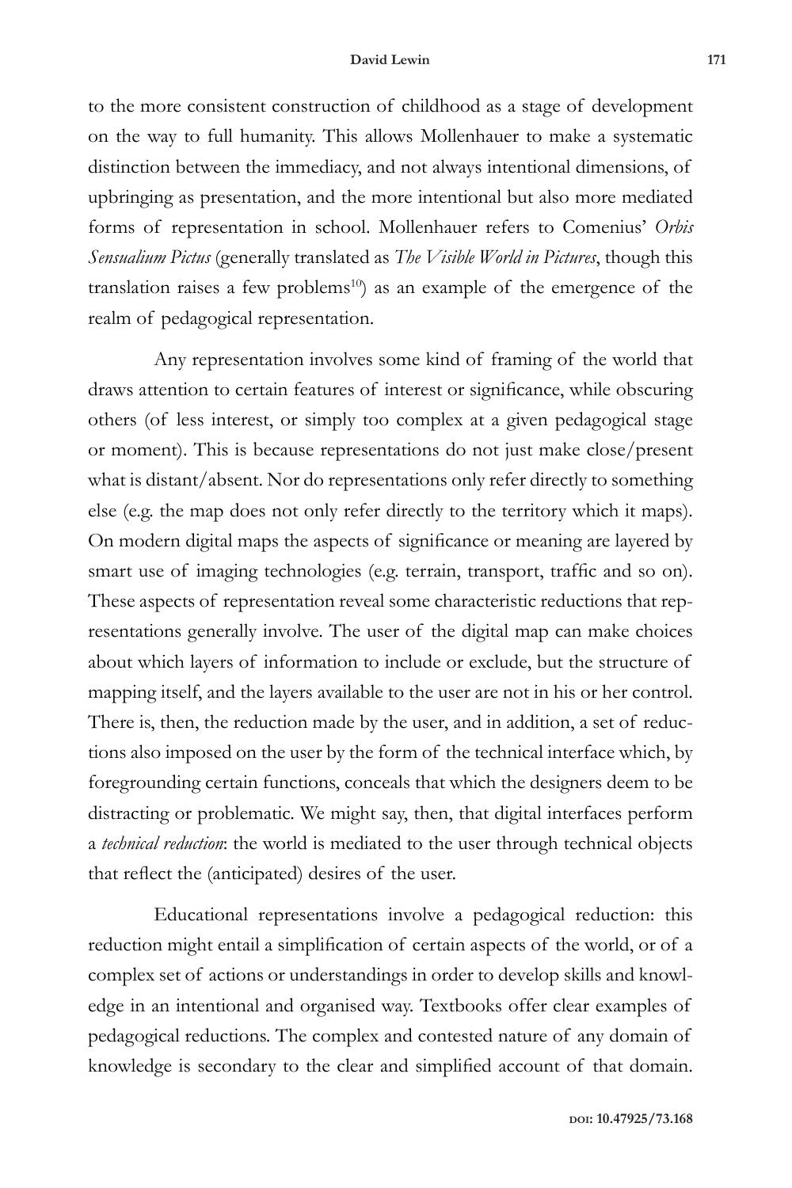to the more consistent construction of childhood as a stage of development on the way to full humanity. This allows Mollenhauer to make a systematic distinction between the immediacy, and not always intentional dimensions, of upbringing as presentation, and the more intentional but also more mediated forms of representation in school. Mollenhauer refers to Comenius' *Orbis Sensualium Pictus* (generally translated as *The Visible World in Pictures*, though this translation raises a few problems[10]) as an example of the emergence of the realm of pedagogical representation.

Any representation involves some kind of framing of the world that draws attention to certain features of interest or significance, while obscuring others (of less interest, or simply too complex at a given pedagogical stage or moment). This is because representations do not just make close/present what is distant/absent. Nor do representations only refer directly to something else (e.g. the map does not only refer directly to the territory which it maps). On modern digital maps the aspects of significance or meaning are layered by smart use of imaging technologies (e.g. terrain, transport, traffic and so on). These aspects of representation reveal some characteristic reductions that representations generally involve. The user of the digital map can make choices about which layers of information to include or exclude, but the structure of mapping itself, and the layers available to the user are not in his or her control. There is, then, the reduction made by the user, and in addition, a set of reductions also imposed on the user by the form of the technical interface which, by foregrounding certain functions, conceals that which the designers deem to be distracting or problematic. We might say, then, that digital interfaces perform a *technical reduction*: the world is mediated to the user through technical objects that reflect the (anticipated) desires of the user.

Educational representations involve a pedagogical reduction: this reduction might entail a simplification of certain aspects of the world, or of a complex set of actions or understandings in order to develop skills and knowledge in an intentional and organised way. Textbooks offer clear examples of pedagogical reductions. The complex and contested nature of any domain of knowledge is secondary to the clear and simplified account of that domain.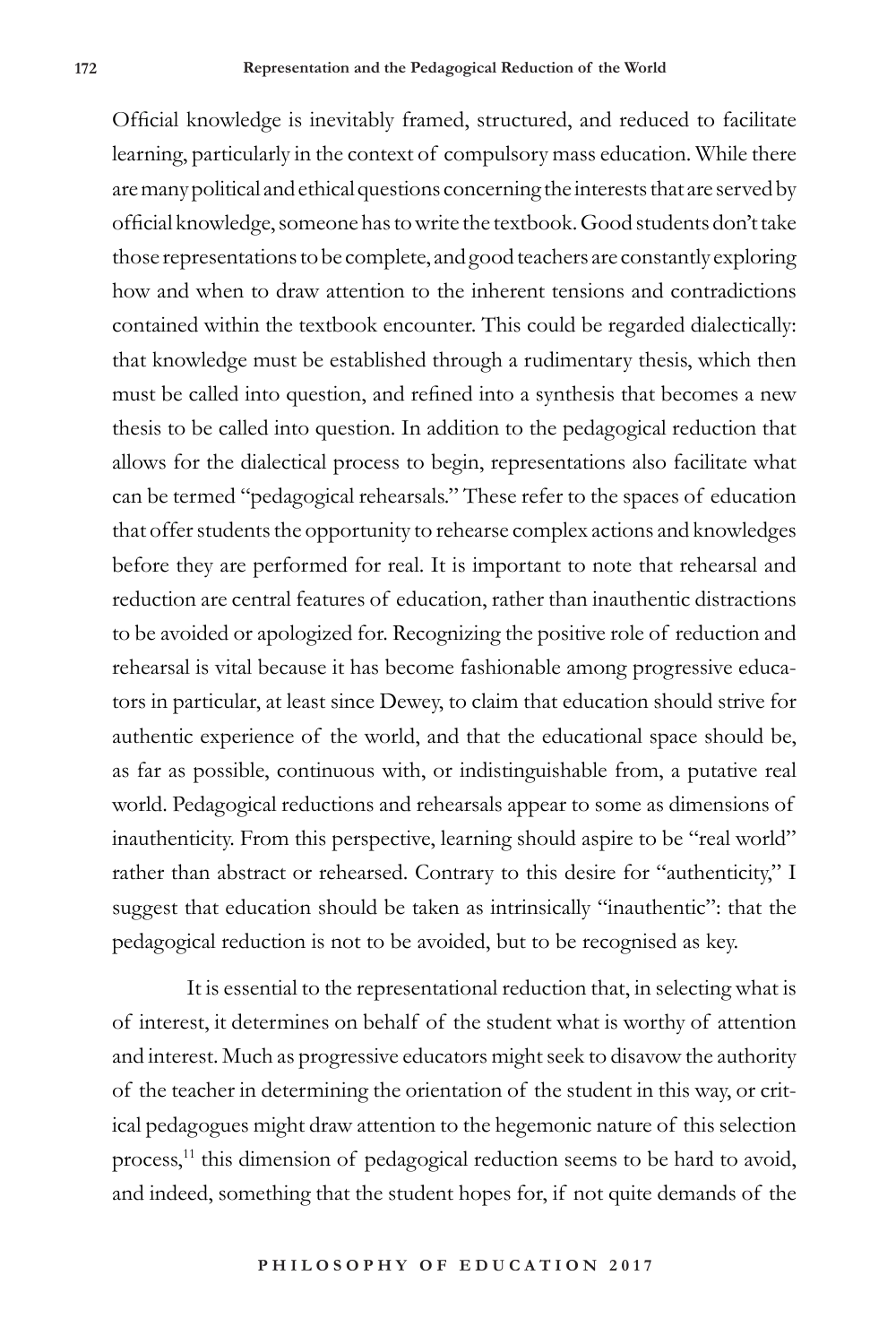Official knowledge is inevitably framed, structured, and reduced to facilitate learning, particularly in the context of compulsory mass education. While there are many political and ethical questions concerning the interests that are served by official knowledge, someone has to write the textbook. Good students don't take those representations to be complete, and good teachers are constantly exploring how and when to draw attention to the inherent tensions and contradictions contained within the textbook encounter. This could be regarded dialectically: that knowledge must be established through a rudimentary thesis, which then must be called into question, and refined into a synthesis that becomes a new thesis to be called into question. In addition to the pedagogical reduction that allows for the dialectical process to begin, representations also facilitate what can be termed "pedagogical rehearsals." These refer to the spaces of education that offer students the opportunity to rehearse complex actions and knowledges before they are performed for real. It is important to note that rehearsal and reduction are central features of education, rather than inauthentic distractions to be avoided or apologized for. Recognizing the positive role of reduction and rehearsal is vital because it has become fashionable among progressive educators in particular, at least since Dewey, to claim that education should strive for authentic experience of the world, and that the educational space should be, as far as possible, continuous with, or indistinguishable from, a putative real world. Pedagogical reductions and rehearsals appear to some as dimensions of inauthenticity. From this perspective, learning should aspire to be "real world" rather than abstract or rehearsed. Contrary to this desire for "authenticity," I suggest that education should be taken as intrinsically "inauthentic": that the pedagogical reduction is not to be avoided, but to be recognised as key.

It is essential to the representational reduction that, in selecting what is of interest, it determines on behalf of the student what is worthy of attention and interest. Much as progressive educators might seek to disavow the authority of the teacher in determining the orientation of the student in this way, or critical pedagogues might draw attention to the hegemonic nature of this selection process,[11] this dimension of pedagogical reduction seems to be hard to avoid, and indeed, something that the student hopes for, if not quite demands of the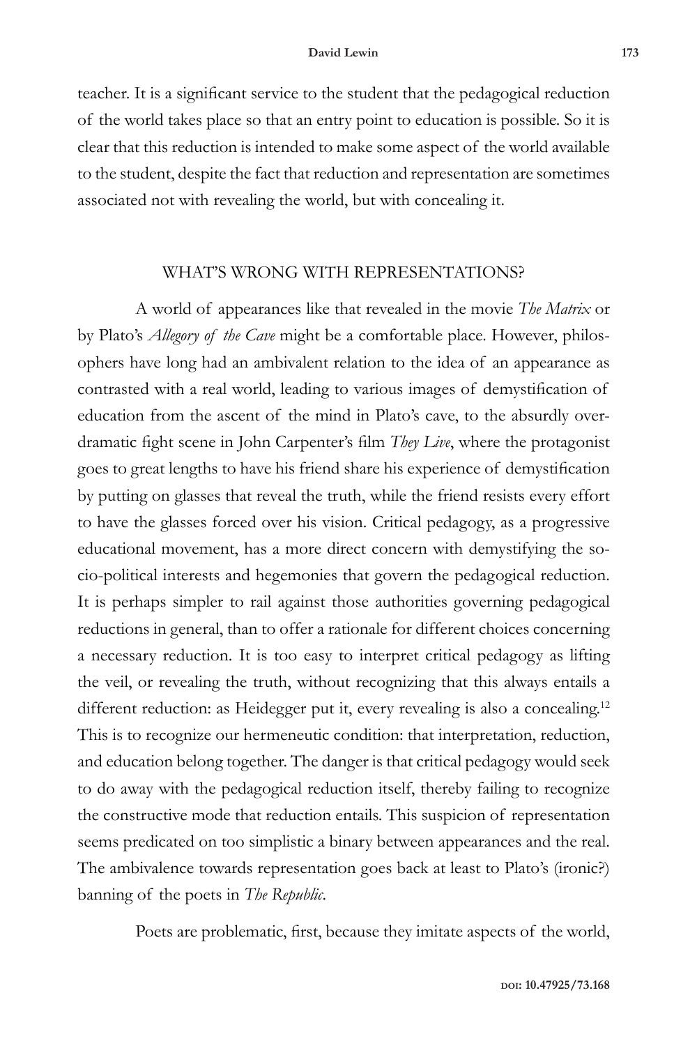teacher. It is a significant service to the student that the pedagogical reduction of the world takes place so that an entry point to education is possible. So it is clear that this reduction is intended to make some aspect of the world available to the student, despite the fact that reduction and representation are sometimes associated not with revealing the world, but with concealing it.

## WHAT'S WRONG WITH REPRESENTATIONS?

A world of appearances like that revealed in the movie *The Matrix* or by Plato's *Allegory of the Cave* might be a comfortable place. However, philosophers have long had an ambivalent relation to the idea of an appearance as contrasted with a real world, leading to various images of demystification of education from the ascent of the mind in Plato's cave, to the absurdly overdramatic fight scene in John Carpenter's film *They Live*, where the protagonist goes to great lengths to have his friend share his experience of demystification by putting on glasses that reveal the truth, while the friend resists every effort to have the glasses forced over his vision. Critical pedagogy, as a progressive educational movement, has a more direct concern with demystifying the socio-political interests and hegemonies that govern the pedagogical reduction. It is perhaps simpler to rail against those authorities governing pedagogical reductions in general, than to offer a rationale for different choices concerning a necessary reduction. It is too easy to interpret critical pedagogy as lifting the veil, or revealing the truth, without recognizing that this always entails a different reduction: as Heidegger put it, every revealing is also a concealing.[12] This is to recognize our hermeneutic condition: that interpretation, reduction, and education belong together. The danger is that critical pedagogy would seek to do away with the pedagogical reduction itself, thereby failing to recognize the constructive mode that reduction entails. This suspicion of representation seems predicated on too simplistic a binary between appearances and the real. The ambivalence towards representation goes back at least to Plato's (ironic?) banning of the poets in *The Republic*.

Poets are problematic, first, because they imitate aspects of the world,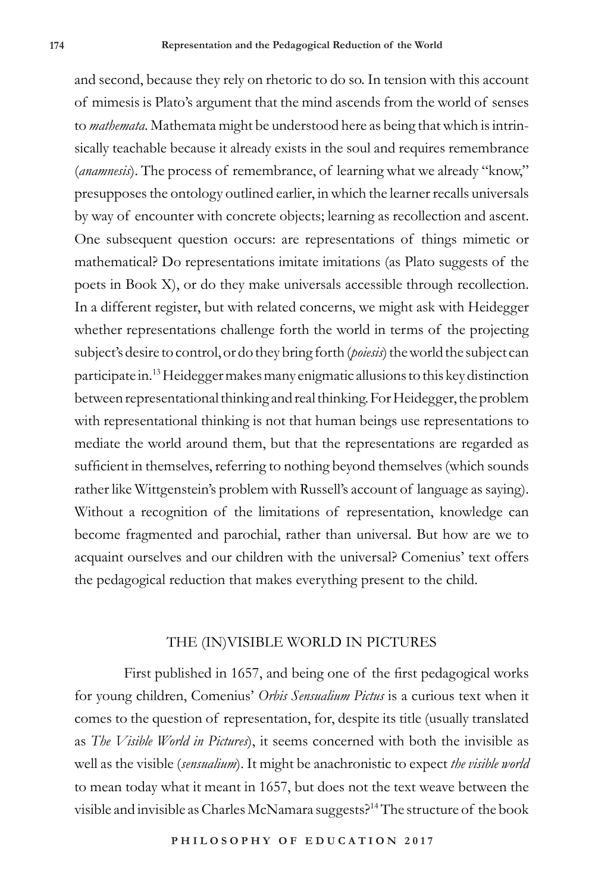and second, because they rely on rhetoric to do so. In tension with this account of mimesis is Plato's argument that the mind ascends from the world of senses to *mathemata*. Mathemata might be understood here as being that which is intrinsically teachable because it already exists in the soul and requires remembrance (*anamnesis*). The process of remembrance, of learning what we already "know," presupposes the ontology outlined earlier, in which the learner recalls universals by way of encounter with concrete objects; learning as recollection and ascent. One subsequent question occurs: are representations of things mimetic or mathematical? Do representations imitate imitations (as Plato suggests of the poets in Book X), or do they make universals accessible through recollection. In a different register, but with related concerns, we might ask with Heidegger whether representations challenge forth the world in terms of the projecting subject's desire to control, or do they bring forth (*poiesis*) the world the subject can participate in.[13] Heidegger makes many enigmatic allusions to this key distinction between representational thinking and real thinking. For Heidegger, the problem with representational thinking is not that human beings use representations to mediate the world around them, but that the representations are regarded as sufficient in themselves, referring to nothing beyond themselves (which sounds rather like Wittgenstein's problem with Russell's account of language as saying). Without a recognition of the limitations of representation, knowledge can become fragmented and parochial, rather than universal. But how are we to acquaint ourselves and our children with the universal? Comenius' text offers the pedagogical reduction that makes everything present to the child.

## THE (IN)VISIBLE WORLD IN PICTURES

First published in 1657, and being one of the first pedagogical works for young children, Comenius' *Orbis Sensualium Pictus* is a curious text when it comes to the question of representation, for, despite its title (usually translated as *The Visible World in Pictures*), it seems concerned with both the invisible as well as the visible (*sensualium*). It might be anachronistic to expect *the visible world* to mean today what it meant in 1657, but does not the text weave between the visible and invisible as Charles McNamara suggests?[14] The structure of the book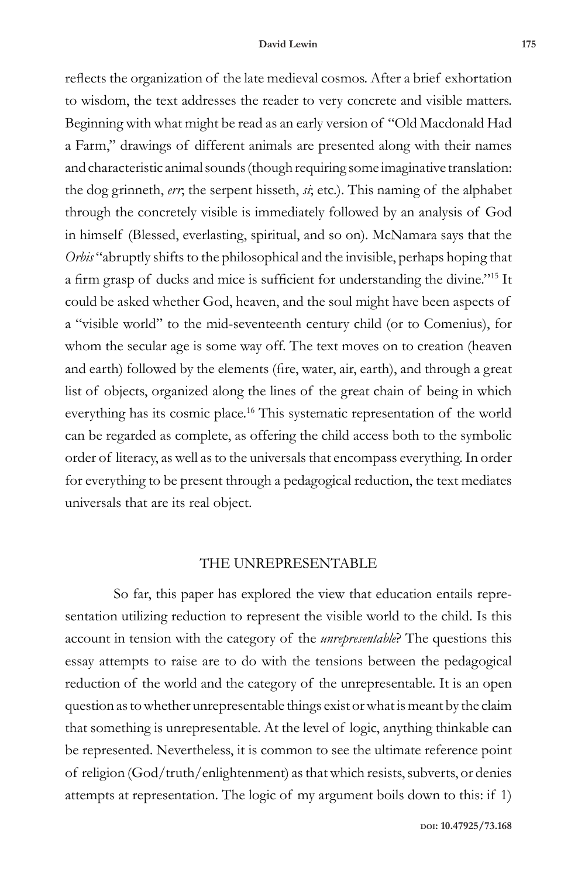reflects the organization of the late medieval cosmos. After a brief exhortation to wisdom, the text addresses the reader to very concrete and visible matters. Beginning with what might be read as an early version of "Old Macdonald Had a Farm," drawings of different animals are presented along with their names and characteristic animal sounds (though requiring some imaginative translation: the dog grinneth, *err*; the serpent hisseth, *si*; etc.). This naming of the alphabet through the concretely visible is immediately followed by an analysis of God in himself (Blessed, everlasting, spiritual, and so on). McNamara says that the *Orbis* "abruptly shifts to the philosophical and the invisible, perhaps hoping that a firm grasp of ducks and mice is sufficient for understanding the divine."[15] It could be asked whether God, heaven, and the soul might have been aspects of a "visible world" to the mid-seventeenth century child (or to Comenius), for whom the secular age is some way off. The text moves on to creation (heaven and earth) followed by the elements (fire, water, air, earth), and through a great list of objects, organized along the lines of the great chain of being in which everything has its cosmic place.[16] This systematic representation of the world can be regarded as complete, as offering the child access both to the symbolic order of literacy, as well as to the universals that encompass everything. In order for everything to be present through a pedagogical reduction, the text mediates universals that are its real object.

## THE UNREPRESENTABLE

So far, this paper has explored the view that education entails representation utilizing reduction to represent the visible world to the child. Is this account in tension with the category of the *unrepresentable*? The questions this essay attempts to raise are to do with the tensions between the pedagogical reduction of the world and the category of the unrepresentable. It is an open question as to whether unrepresentable things exist or what is meant by the claim that something is unrepresentable. At the level of logic, anything thinkable can be represented. Nevertheless, it is common to see the ultimate reference point of religion (God/truth/enlightenment) as that which resists, subverts, or denies attempts at representation. The logic of my argument boils down to this: if 1)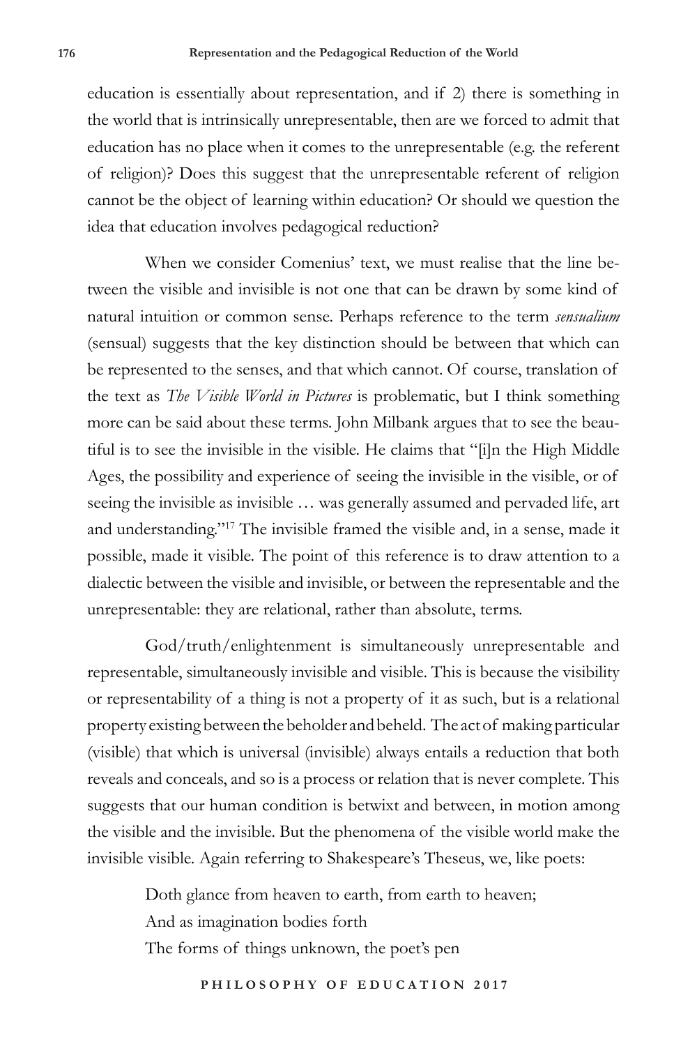education is essentially about representation, and if 2) there is something in the world that is intrinsically unrepresentable, then are we forced to admit that education has no place when it comes to the unrepresentable (e.g. the referent of religion)? Does this suggest that the unrepresentable referent of religion cannot be the object of learning within education? Or should we question the idea that education involves pedagogical reduction?

When we consider Comenius' text, we must realise that the line between the visible and invisible is not one that can be drawn by some kind of natural intuition or common sense. Perhaps reference to the term *sensualium* (sensual) suggests that the key distinction should be between that which can be represented to the senses, and that which cannot. Of course, translation of the text as *The Visible World in Pictures* is problematic, but I think something more can be said about these terms. John Milbank argues that to see the beautiful is to see the invisible in the visible. He claims that "[i]n the High Middle Ages, the possibility and experience of seeing the invisible in the visible, or of seeing the invisible as invisible … was generally assumed and pervaded life, art and understanding."[17] The invisible framed the visible and, in a sense, made it possible, made it visible. The point of this reference is to draw attention to a dialectic between the visible and invisible, or between the representable and the unrepresentable: they are relational, rather than absolute, terms.

God/truth/enlightenment is simultaneously unrepresentable and representable, simultaneously invisible and visible. This is because the visibility or representability of a thing is not a property of it as such, but is a relational property existing between the beholder and beheld. The act of making particular (visible) that which is universal (invisible) always entails a reduction that both reveals and conceals, and so is a process or relation that is never complete. This suggests that our human condition is betwixt and between, in motion among the visible and the invisible. But the phenomena of the visible world make the invisible visible. Again referring to Shakespeare's Theseus, we, like poets:

> Doth glance from heaven to earth, from earth to heaven;
> And as imagination bodies forth
> The forms of things unknown, the poet's pen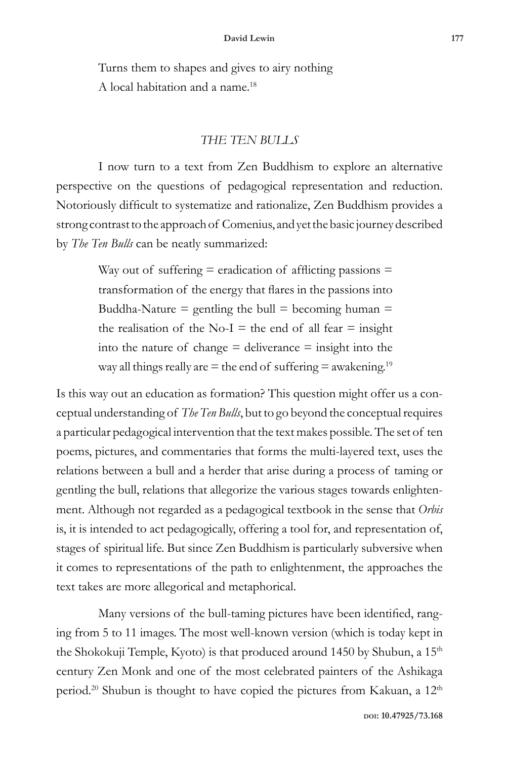Turns them to shapes and gives to airy nothing
A local habitation and a name.[18]

## *THE TEN BULLS*

I now turn to a text from Zen Buddhism to explore an alternative perspective on the questions of pedagogical representation and reduction. Notoriously difficult to systematize and rationalize, Zen Buddhism provides a strong contrast to the approach of Comenius, and yet the basic journey described by *The Ten Bulls* can be neatly summarized:

> Way out of suffering = eradication of afflicting passions = transformation of the energy that flares in the passions into Buddha-Nature = gentling the bull = becoming human = the realisation of the No-I = the end of all fear = insight into the nature of change = deliverance = insight into the way all things really are = the end of suffering = awakening.[19]

Is this way out an education as formation? This question might offer us a conceptual understanding of *The Ten Bulls*, but to go beyond the conceptual requires a particular pedagogical intervention that the text makes possible. The set of ten poems, pictures, and commentaries that forms the multi-layered text, uses the relations between a bull and a herder that arise during a process of taming or gentling the bull, relations that allegorize the various stages towards enlightenment. Although not regarded as a pedagogical textbook in the sense that *Orbis* is, it is intended to act pedagogically, offering a tool for, and representation of, stages of spiritual life. But since Zen Buddhism is particularly subversive when it comes to representations of the path to enlightenment, the approaches the text takes are more allegorical and metaphorical.

Many versions of the bull-taming pictures have been identified, ranging from 5 to 11 images. The most well-known version (which is today kept in the Shokokuji Temple, Kyoto) is that produced around 1450 by Shubun, a 15th century Zen Monk and one of the most celebrated painters of the Ashikaga period.[20] Shubun is thought to have copied the pictures from Kakuan, a 12th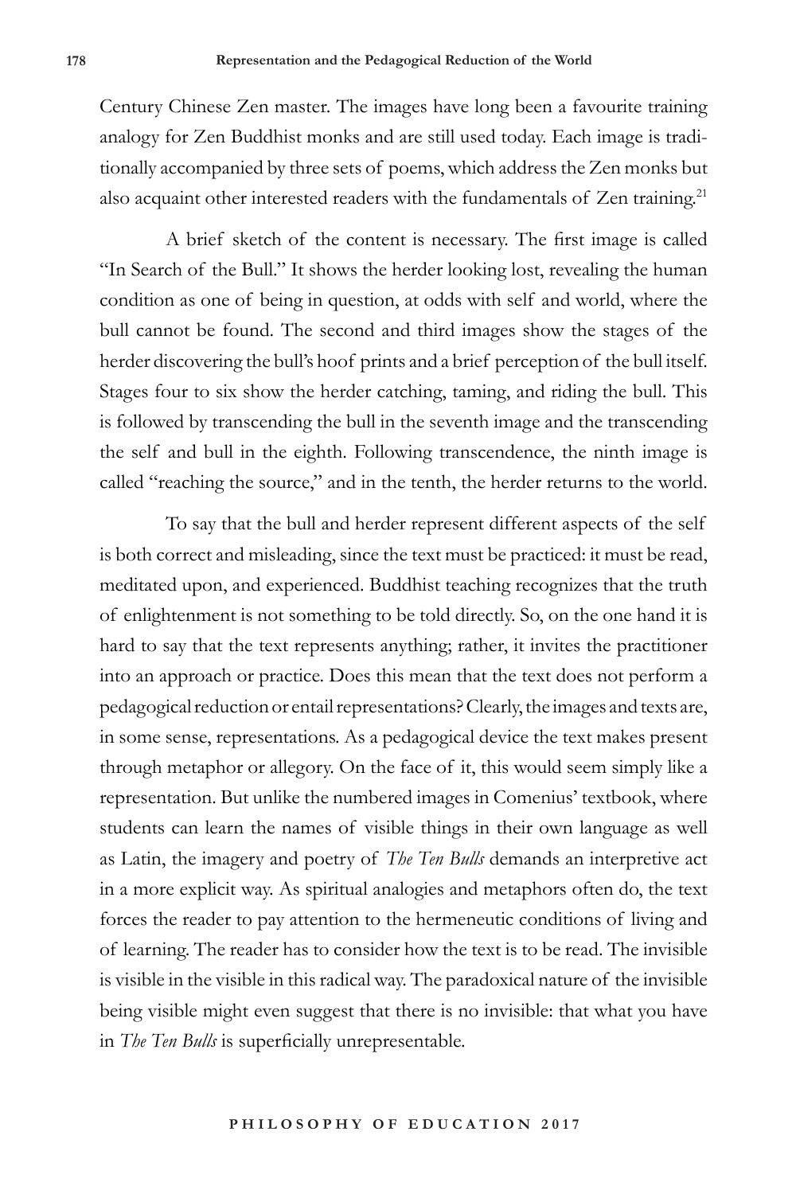Century Chinese Zen master. The images have long been a favourite training analogy for Zen Buddhist monks and are still used today. Each image is traditionally accompanied by three sets of poems, which address the Zen monks but also acquaint other interested readers with the fundamentals of Zen training.[21]

A brief sketch of the content is necessary. The first image is called "In Search of the Bull." It shows the herder looking lost, revealing the human condition as one of being in question, at odds with self and world, where the bull cannot be found. The second and third images show the stages of the herder discovering the bull's hoof prints and a brief perception of the bull itself. Stages four to six show the herder catching, taming, and riding the bull. This is followed by transcending the bull in the seventh image and the transcending the self and bull in the eighth. Following transcendence, the ninth image is called "reaching the source," and in the tenth, the herder returns to the world.

To say that the bull and herder represent different aspects of the self is both correct and misleading, since the text must be practiced: it must be read, meditated upon, and experienced. Buddhist teaching recognizes that the truth of enlightenment is not something to be told directly. So, on the one hand it is hard to say that the text represents anything; rather, it invites the practitioner into an approach or practice. Does this mean that the text does not perform a pedagogical reduction or entail representations? Clearly, the images and texts are, in some sense, representations. As a pedagogical device the text makes present through metaphor or allegory. On the face of it, this would seem simply like a representation. But unlike the numbered images in Comenius' textbook, where students can learn the names of visible things in their own language as well as Latin, the imagery and poetry of *The Ten Bulls* demands an interpretive act in a more explicit way. As spiritual analogies and metaphors often do, the text forces the reader to pay attention to the hermeneutic conditions of living and of learning. The reader has to consider how the text is to be read. The invisible is visible in the visible in this radical way. The paradoxical nature of the invisible being visible might even suggest that there is no invisible: that what you have in *The Ten Bulls* is superficially unrepresentable.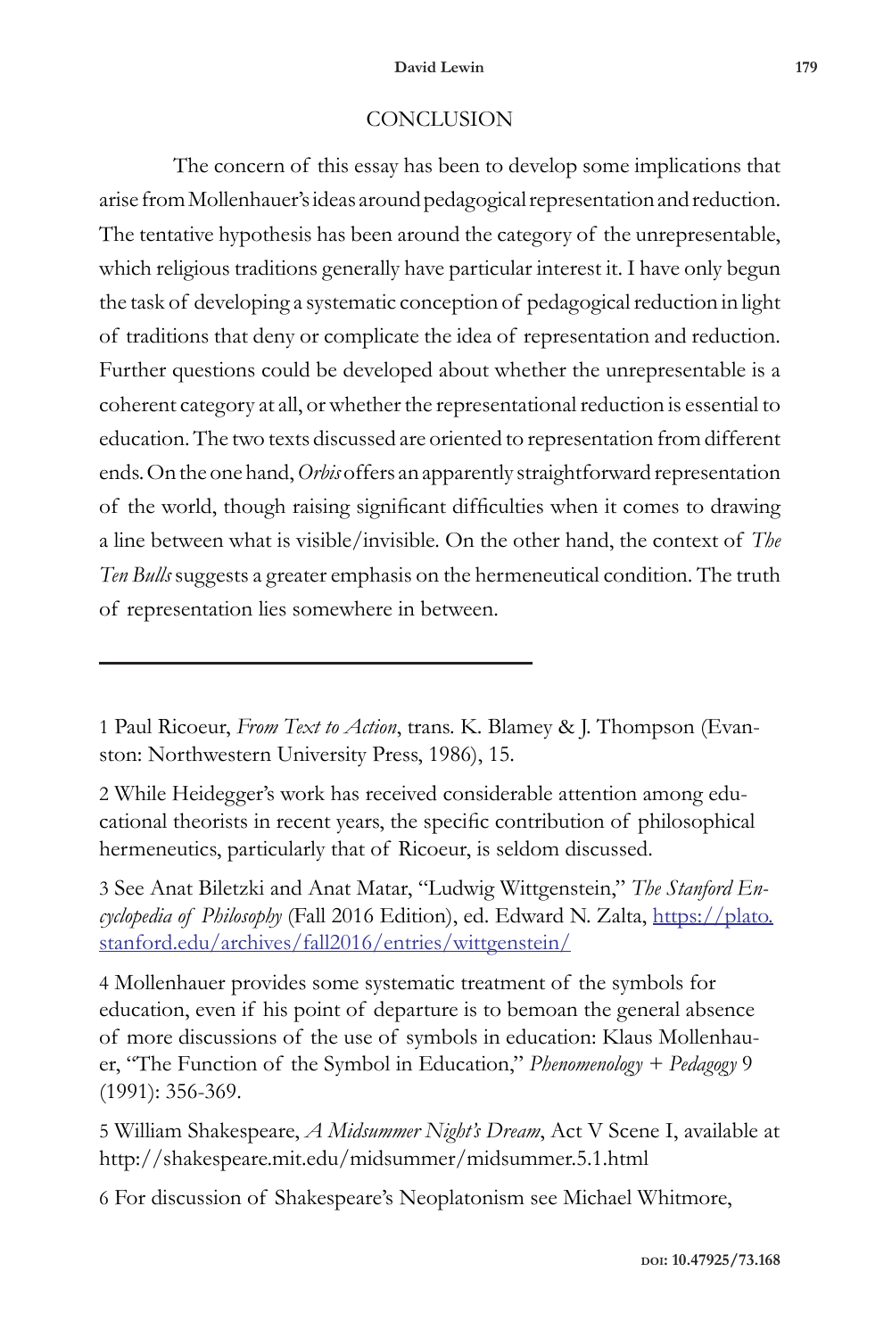## CONCLUSION

The concern of this essay has been to develop some implications that arise from Mollenhauer's ideas around pedagogical representation and reduction. The tentative hypothesis has been around the category of the unrepresentable, which religious traditions generally have particular interest it. I have only begun the task of developing a systematic conception of pedagogical reduction in light of traditions that deny or complicate the idea of representation and reduction. Further questions could be developed about whether the unrepresentable is a coherent category at all, or whether the representational reduction is essential to education. The two texts discussed are oriented to representation from different ends. On the one hand, *Orbis* offers an apparently straightforward representation of the world, though raising significant difficulties when it comes to drawing a line between what is visible/invisible. On the other hand, the context of *The Ten Bulls* suggests a greater emphasis on the hermeneutical condition. The truth of representation lies somewhere in between.

---

1 Paul Ricoeur, *From Text to Action*, trans. K. Blamey & J. Thompson (Evanston: Northwestern University Press, 1986), 15.

2 While Heidegger's work has received considerable attention among educational theorists in recent years, the specific contribution of philosophical hermeneutics, particularly that of Ricoeur, is seldom discussed.

3 See Anat Biletzki and Anat Matar, "Ludwig Wittgenstein," *The Stanford Encyclopedia of Philosophy* (Fall 2016 Edition), ed. Edward N. Zalta, https://plato.stanford.edu/archives/fall2016/entries/wittgenstein/

4 Mollenhauer provides some systematic treatment of the symbols for education, even if his point of departure is to bemoan the general absence of more discussions of the use of symbols in education: Klaus Mollenhauer, "The Function of the Symbol in Education," *Phenomenology + Pedagogy* 9 (1991): 356-369.

5 William Shakespeare, *A Midsummer Night's Dream*, Act V Scene I, available at http://shakespeare.mit.edu/midsummer/midsummer.5.1.html

6 For discussion of Shakespeare's Neoplatonism see Michael Whitmore,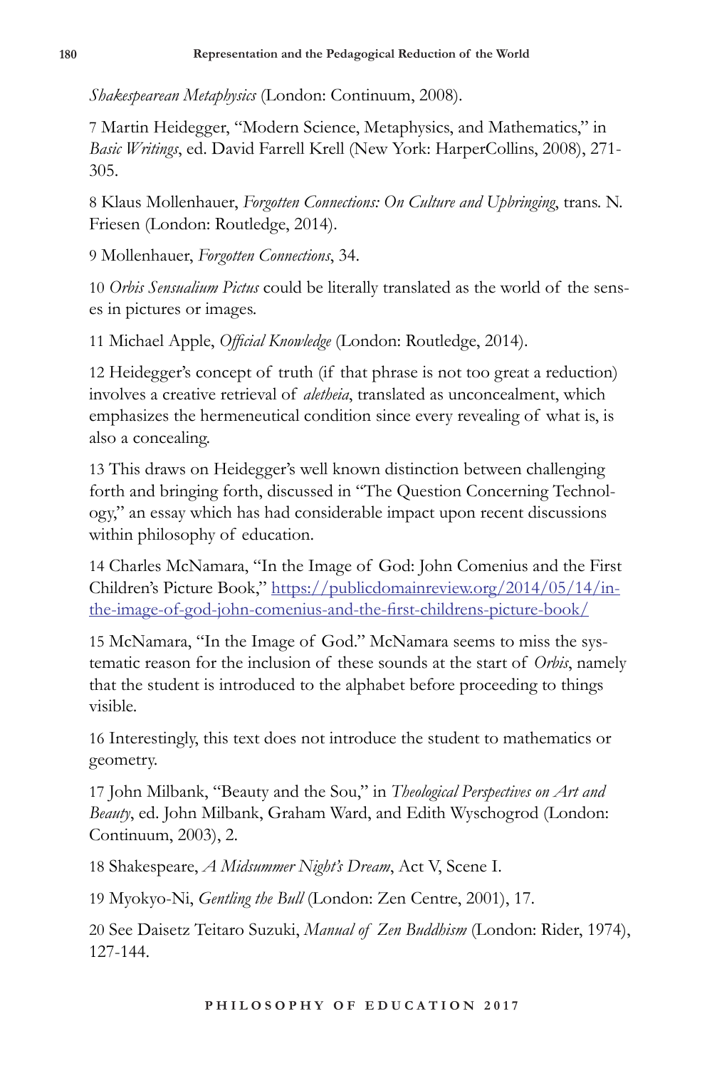*Shakespearean Metaphysics* (London: Continuum, 2008).

7 Martin Heidegger, "Modern Science, Metaphysics, and Mathematics," in *Basic Writings*, ed. David Farrell Krell (New York: HarperCollins, 2008), 271-305.

8 Klaus Mollenhauer, *Forgotten Connections: On Culture and Upbringing*, trans. N. Friesen (London: Routledge, 2014).

9 Mollenhauer, *Forgotten Connections*, 34.

10 *Orbis Sensualium Pictus* could be literally translated as the world of the senses in pictures or images.

11 Michael Apple, *Official Knowledge* (London: Routledge, 2014).

12 Heidegger's concept of truth (if that phrase is not too great a reduction) involves a creative retrieval of *aletheia*, translated as unconcealment, which emphasizes the hermeneutical condition since every revealing of what is, is also a concealing.

13 This draws on Heidegger's well known distinction between challenging forth and bringing forth, discussed in "The Question Concerning Technology," an essay which has had considerable impact upon recent discussions within philosophy of education.

14 Charles McNamara, "In the Image of God: John Comenius and the First Children's Picture Book," [https://publicdomainreview.org/2014/05/14/in-the-image-of-god-john-comenius-and-the-first-childrens-picture-book/](https://publicdomainreview.org/2014/05/14/in-the-image-of-god-john-comenius-and-the-first-childrens-picture-book/)

15 McNamara, "In the Image of God." McNamara seems to miss the systematic reason for the inclusion of these sounds at the start of *Orbis*, namely that the student is introduced to the alphabet before proceeding to things visible.

16 Interestingly, this text does not introduce the student to mathematics or geometry.

17 John Milbank, "Beauty and the Sou," in *Theological Perspectives on Art and Beauty*, ed. John Milbank, Graham Ward, and Edith Wyschogrod (London: Continuum, 2003), 2.

18 Shakespeare, *A Midsummer Night's Dream*, Act V, Scene I.

19 Myokyo-Ni, *Gentling the Bull* (London: Zen Centre, 2001), 17.

20 See Daisetz Teitaro Suzuki, *Manual of Zen Buddhism* (London: Rider, 1974), 127-144.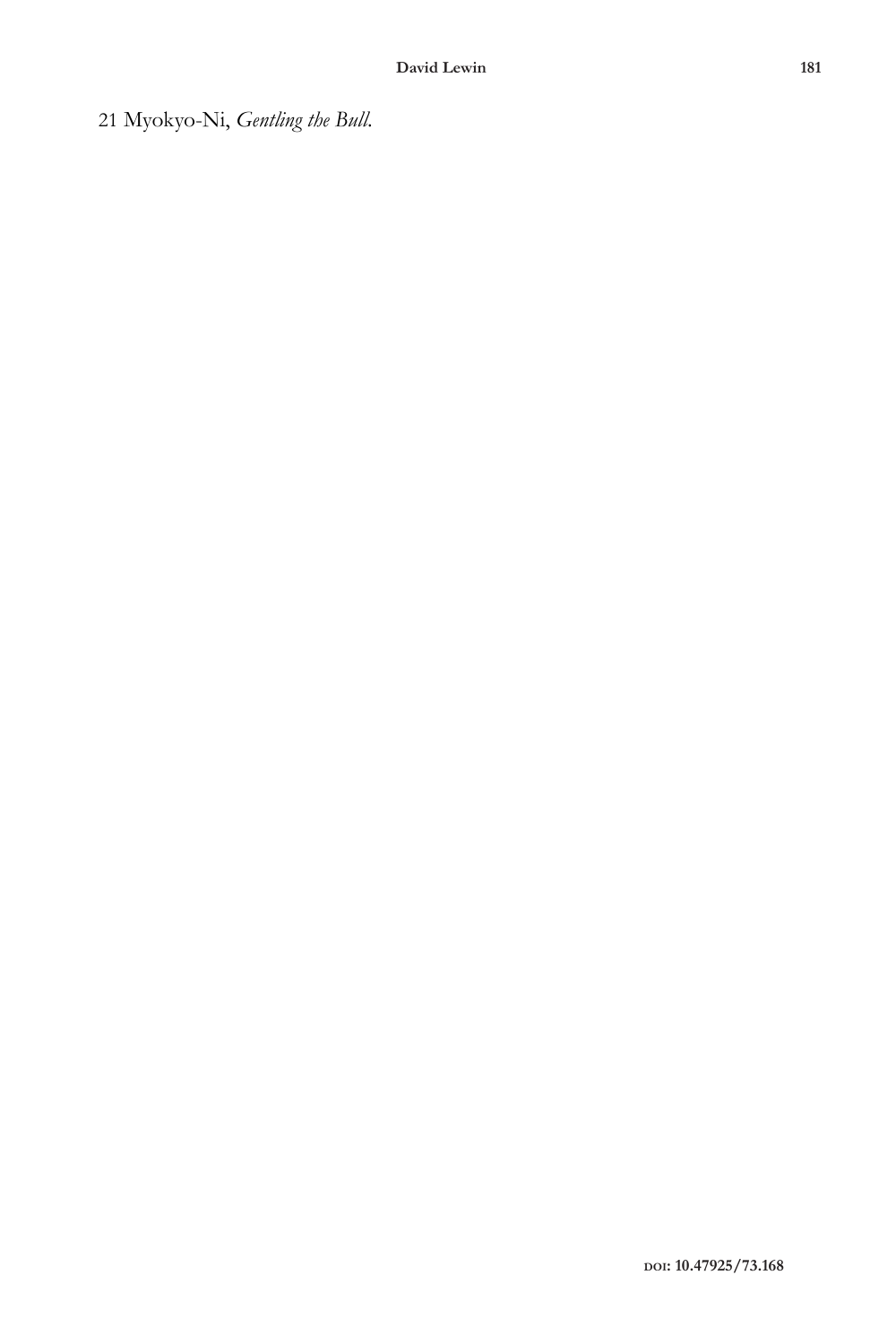21 Myokyo-Ni, *Gentling the Bull.*